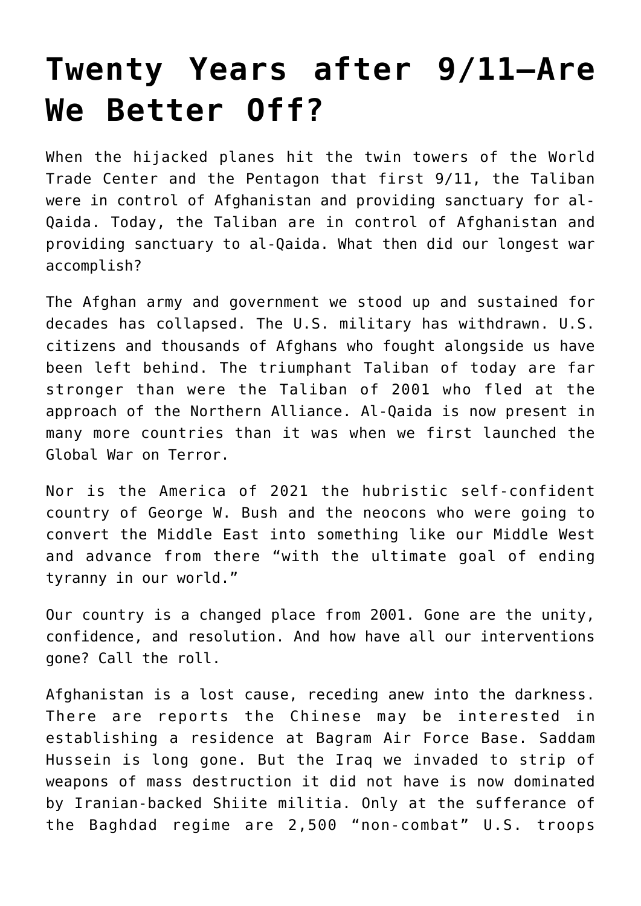# Twenty Years after 9/11—Are We Better Off?

When the hijacked planes hit the twin towers of the World Trade Center and the Pentagon that first 9/11, the Taliban were in control of Afghanistan and providing sanctuary for al-Qaida. Today, the Taliban are in control of Afghanistan and providing sanctuary to al-Qaida. What then did our longest war accomplish?

The Afghan army and government we stood up and sustained for decades has collapsed. The U.S. military has withdrawn. U.S. citizens and thousands of Afghans who fought alongside us have been left behind. The triumphant Taliban of today are far stronger than were the Taliban of 2001 who fled at the approach of the Northern Alliance. Al-Qaida is now present in many more countries than it was when we first launched the Global War on Terror.

Nor is the America of 2021 the hubristic self-confident country of George W. Bush and the neocons who were going to convert the Middle East into something like our Middle West and advance from there "with the ultimate goal of ending tyranny in our world."

Our country is a changed place from 2001. Gone are the unity, confidence, and resolution. And how have all our interventions gone? Call the roll.

Afghanistan is a lost cause, receding anew into the darkness. There are reports the Chinese may be interested in establishing a residence at Bagram Air Force Base. Saddam Hussein is long gone. But the Iraq we invaded to strip of weapons of mass destruction it did not have is now dominated by Iranian-backed Shiite militia. Only at the sufferance of the Baghdad regime are 2,500 "non-combat" U.S. troops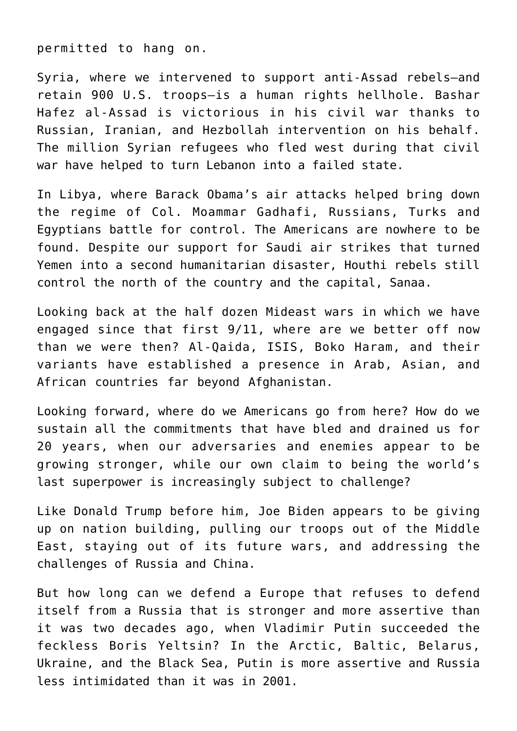permitted to hang on.

Syria, where we intervened to support anti-Assad rebels—and retain 900 U.S. troops—is a human rights hellhole. Bashar Hafez al-Assad is victorious in his civil war thanks to Russian, Iranian, and Hezbollah intervention on his behalf. The million Syrian refugees who fled west during that civil war have helped to turn Lebanon into a failed state.

In Libya, where Barack Obama's air attacks helped bring down the regime of Col. Moammar Gadhafi, Russians, Turks and Egyptians battle for control. The Americans are nowhere to be found. Despite our support for Saudi air strikes that turned Yemen into a second humanitarian disaster, Houthi rebels still control the north of the country and the capital, Sanaa.

Looking back at the half dozen Mideast wars in which we have engaged since that first 9/11, where are we better off now than we were then? Al-Qaida, ISIS, Boko Haram, and their variants have established a presence in Arab, Asian, and African countries far beyond Afghanistan.

Looking forward, where do we Americans go from here? How do we sustain all the commitments that have bled and drained us for 20 years, when our adversaries and enemies appear to be growing stronger, while our own claim to being the world's last superpower is increasingly subject to challenge?

Like Donald Trump before him, Joe Biden appears to be giving up on nation building, pulling our troops out of the Middle East, staying out of its future wars, and addressing the challenges of Russia and China.

But how long can we defend a Europe that refuses to defend itself from a Russia that is stronger and more assertive than it was two decades ago, when Vladimir Putin succeeded the feckless Boris Yeltsin? In the Arctic, Baltic, Belarus, Ukraine, and the Black Sea, Putin is more assertive and Russia less intimidated than it was in 2001.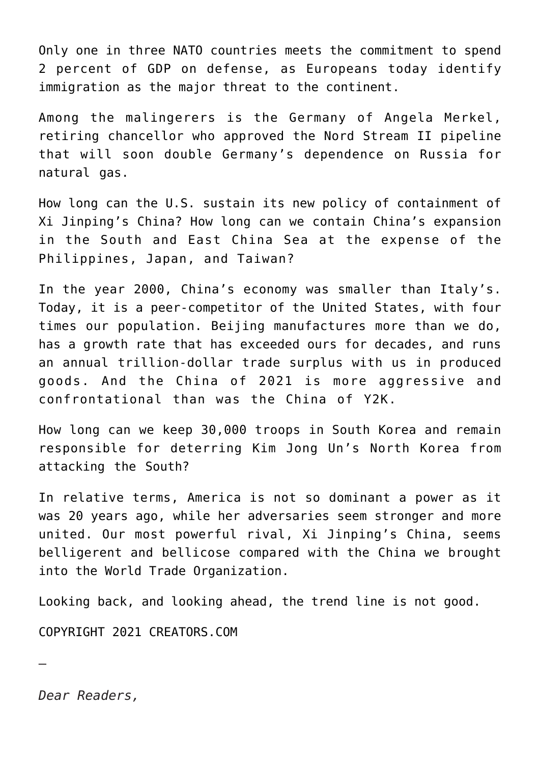Only one in three NATO countries meets the commitment to spend 2 percent of GDP on defense, as Europeans today identify immigration as the major threat to the continent.

Among the malingerers is the Germany of Angela Merkel, retiring chancellor who approved the Nord Stream II pipeline that will soon double Germany's dependence on Russia for natural gas.

How long can the U.S. sustain its new policy of containment of Xi Jinping's China? How long can we contain China's expansion in the South and East China Sea at the expense of the Philippines, Japan, and Taiwan?

In the year 2000, China's economy was smaller than Italy's. Today, it is a peer-competitor of the United States, with four times our population. Beijing manufactures more than we do, has a growth rate that has exceeded ours for decades, and runs an annual trillion-dollar trade surplus with us in produced goods. And the China of 2021 is more aggressive and confrontational than was the China of Y2K.

How long can we keep 30,000 troops in South Korea and remain responsible for deterring Kim Jong Un's North Korea from attacking the South?

In relative terms, America is not so dominant a power as it was 20 years ago, while her adversaries seem stronger and more united. Our most powerful rival, Xi Jinping's China, seems belligerent and bellicose compared with the China we brought into the World Trade Organization.

Looking back, and looking ahead, the trend line is not good.

COPYRIGHT 2021 CREATORS.COM

—

*Dear Readers,*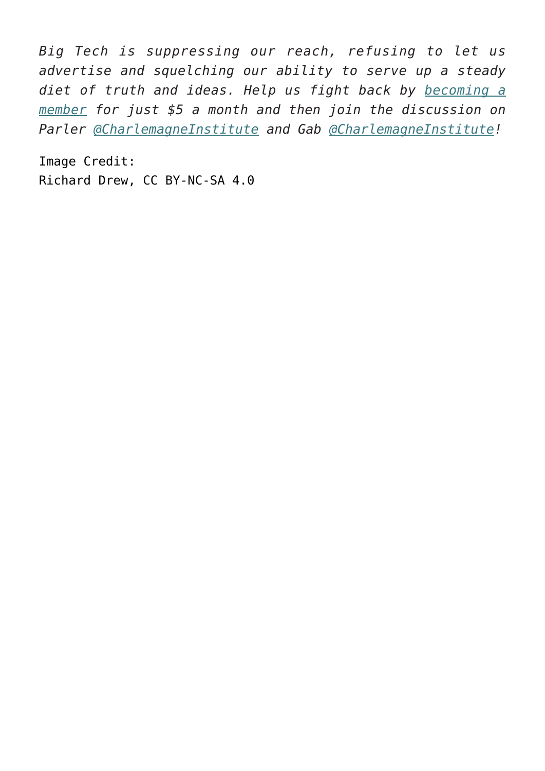*Big Tech is suppressing our reach, refusing to let us advertise and squelching our ability to serve up a steady diet of truth and ideas. Help us fight back by becoming a member for just $5 a month and then join the discussion on Parler @CharlemagneInstitute and Gab @CharlemagneInstitute!*

Image Credit:
Richard Drew, CC BY-NC-SA 4.0